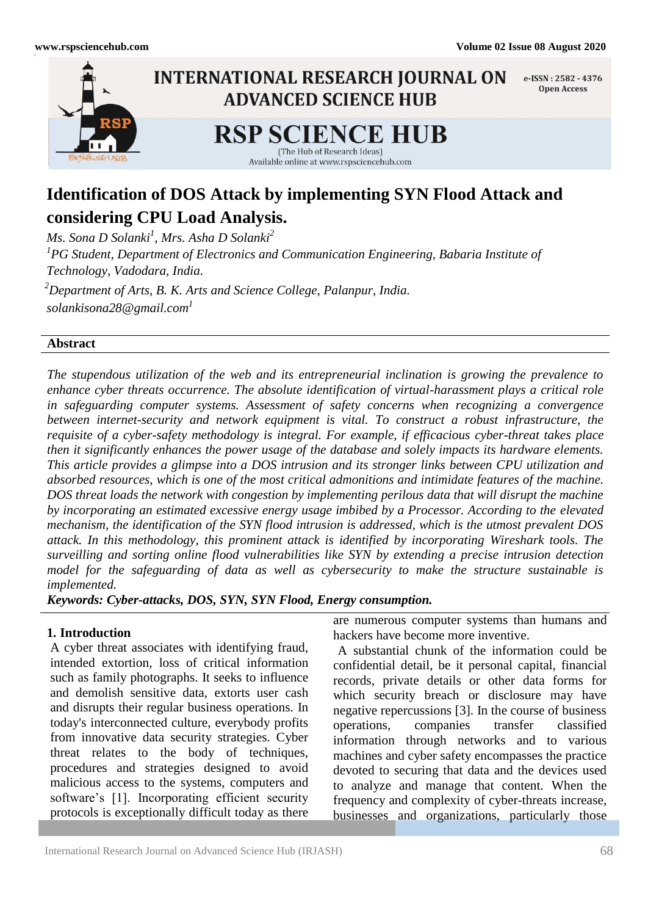# Identification of DOS Attack by implementing SYN Flood Attack and considering CPU Load Analysis.

*Ms. Sona D Solanki[1], Mrs. Asha D Solanki[2]*

*[1]PG Student, Department of Electronics and Communication Engineering, Babaria Institute of Technology, Vadodara, India.*

*[2]Department of Arts, B. K. Arts and Science College, Palanpur, India.*

*solankisona28@gmail.com[1]*

## Abstract

*The stupendous utilization of the web and its entrepreneurial inclination is growing the prevalence to enhance cyber threats occurrence. The absolute identification of virtual-harassment plays a critical role in safeguarding computer systems. Assessment of safety concerns when recognizing a convergence between internet-security and network equipment is vital. To construct a robust infrastructure, the requisite of a cyber-safety methodology is integral. For example, if efficacious cyber-threat takes place then it significantly enhances the power usage of the database and solely impacts its hardware elements. This article provides a glimpse into a DOS intrusion and its stronger links between CPU utilization and absorbed resources, which is one of the most critical admonitions and intimidate features of the machine. DOS threat loads the network with congestion by implementing perilous data that will disrupt the machine by incorporating an estimated excessive energy usage imbibed by a Processor. According to the elevated mechanism, the identification of the SYN flood intrusion is addressed, which is the utmost prevalent DOS attack. In this methodology, this prominent attack is identified by incorporating Wireshark tools. The surveilling and sorting online flood vulnerabilities like SYN by extending a precise intrusion detection model for the safeguarding of data as well as cybersecurity to make the structure sustainable is implemented.*

***Keywords: Cyber-attacks, DOS, SYN, SYN Flood, Energy consumption.***

## 1. Introduction

A cyber threat associates with identifying fraud, intended extortion, loss of critical information such as family photographs. It seeks to influence and demolish sensitive data, extorts user cash and disrupts their regular business operations. In today's interconnected culture, everybody profits from innovative data security strategies. Cyber threat relates to the body of techniques, procedures and strategies designed to avoid malicious access to the systems, computers and software's [1]. Incorporating efficient security protocols is exceptionally difficult today as there are numerous computer systems than humans and hackers have become more inventive.

A substantial chunk of the information could be confidential detail, be it personal capital, financial records, private details or other data forms for which security breach or disclosure may have negative repercussions [3]. In the course of business operations, companies transfer classified information through networks and to various machines and cyber safety encompasses the practice devoted to securing that data and the devices used to analyze and manage that content. When the frequency and complexity of cyber-threats increase, businesses and organizations, particularly those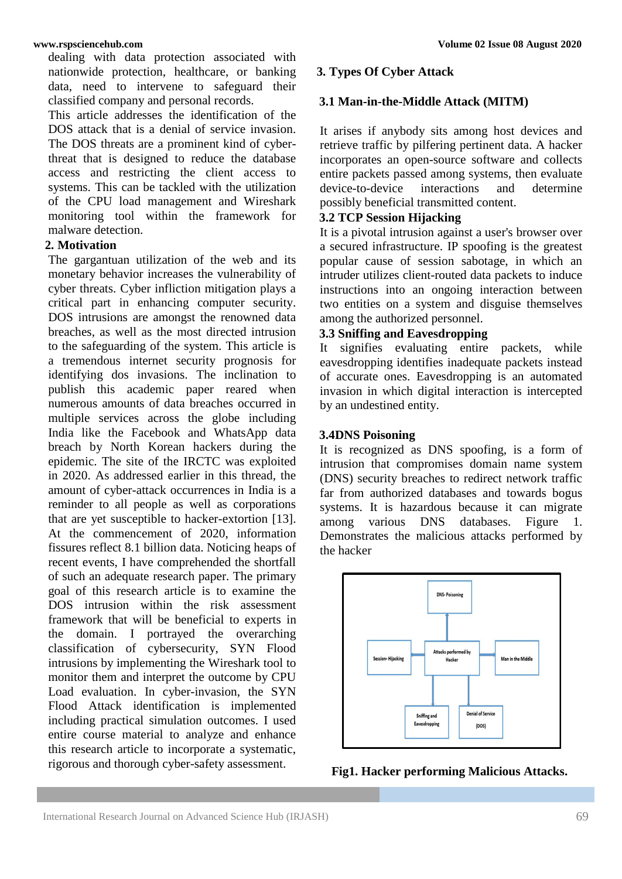dealing with data protection associated with nationwide protection, healthcare, or banking data, need to intervene to safeguard their classified company and personal records.

This article addresses the identification of the DOS attack that is a denial of service invasion. The DOS threats are a prominent kind of cyber-threat that is designed to reduce the database access and restricting the client access to systems. This can be tackled with the utilization of the CPU load management and Wireshark monitoring tool within the framework for malware detection.

## 2. Motivation

The gargantuan utilization of the web and its monetary behavior increases the vulnerability of cyber threats. Cyber infliction mitigation plays a critical part in enhancing computer security. DOS intrusions are amongst the renowned data breaches, as well as the most directed intrusion to the safeguarding of the system. This article is a tremendous internet security prognosis for identifying dos invasions. The inclination to publish this academic paper reared when numerous amounts of data breaches occurred in multiple services across the globe including India like the Facebook and WhatsApp data breach by North Korean hackers during the epidemic. The site of the IRCTC was exploited in 2020. As addressed earlier in this thread, the amount of cyber-attack occurrences in India is a reminder to all people as well as corporations that are yet susceptible to hacker-extortion [13]. At the commencement of 2020, information fissures reflect 8.1 billion data. Noticing heaps of recent events, I have comprehended the shortfall of such an adequate research paper. The primary goal of this research article is to examine the DOS intrusion within the risk assessment framework that will be beneficial to experts in the domain. I portrayed the overarching classification of cybersecurity, SYN Flood intrusions by implementing the Wireshark tool to monitor them and interpret the outcome by CPU Load evaluation. In cyber-invasion, the SYN Flood Attack identification is implemented including practical simulation outcomes. I used entire course material to analyze and enhance this research article to incorporate a systematic, rigorous and thorough cyber-safety assessment.

## 3. Types Of Cyber Attack

### 3.1 Man-in-the-Middle Attack (MITM)

It arises if anybody sits among host devices and retrieve traffic by pilfering pertinent data. A hacker incorporates an open-source software and collects entire packets passed among systems, then evaluate device-to-device interactions and determine possibly beneficial transmitted content.

### 3.2 TCP Session Hijacking

It is a pivotal intrusion against a user's browser over a secured infrastructure. IP spoofing is the greatest popular cause of session sabotage, in which an intruder utilizes client-routed data packets to induce instructions into an ongoing interaction between two entities on a system and disguise themselves among the authorized personnel.

### 3.3 Sniffing and Eavesdropping

It signifies evaluating entire packets, while eavesdropping identifies inadequate packets instead of accurate ones. Eavesdropping is an automated invasion in which digital interaction is intercepted by an undestined entity.

### 3.4DNS Poisoning

It is recognized as DNS spoofing, is a form of intrusion that compromises domain name system (DNS) security breaches to redirect network traffic far from authorized databases and towards bogus systems. It is hazardous because it can migrate among various DNS databases. Figure 1. Demonstrates the malicious attacks performed by the hacker

**Fig1. Hacker performing Malicious Attacks.**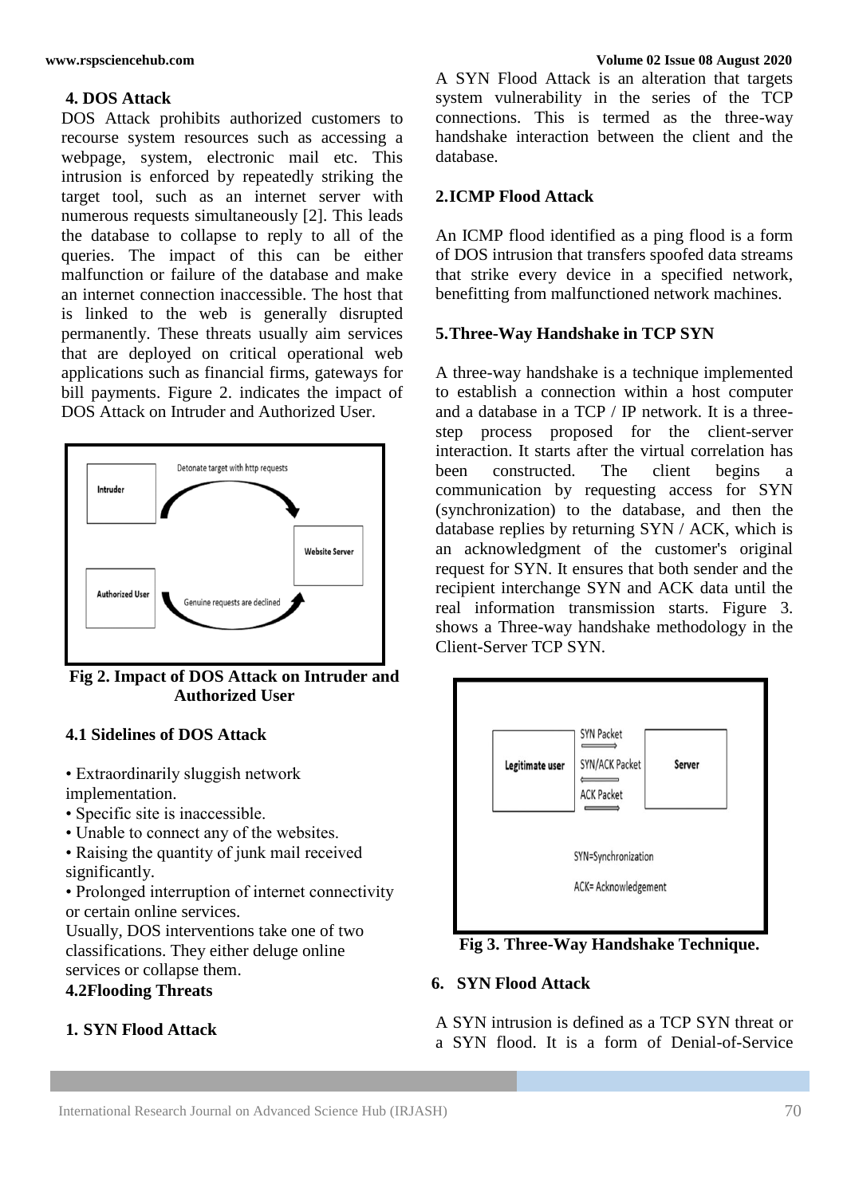## 4. DOS Attack

DOS Attack prohibits authorized customers to recourse system resources such as accessing a webpage, system, electronic mail etc. This intrusion is enforced by repeatedly striking the target tool, such as an internet server with numerous requests simultaneously [2]. This leads the database to collapse to reply to all of the queries. The impact of this can be either malfunction or failure of the database and make an internet connection inaccessible. The host that is linked to the web is generally disrupted permanently. These threats usually aim services that are deployed on critical operational web applications such as financial firms, gateways for bill payments. Figure 2. indicates the impact of DOS Attack on Intruder and Authorized User.

**Fig 2. Impact of DOS Attack on Intruder and Authorized User**

### 4.1 Sidelines of DOS Attack

- Extraordinarily sluggish network implementation.
- Specific site is inaccessible.
- Unable to connect any of the websites.
- Raising the quantity of junk mail received significantly.
- Prolonged interruption of internet connectivity or certain online services.

Usually, DOS interventions take one of two classifications. They either deluge online services or collapse them.

### 4.2Flooding Threats

#### 1. SYN Flood Attack

A SYN Flood Attack is an alteration that targets system vulnerability in the series of the TCP connections. This is termed as the three-way handshake interaction between the client and the database.

#### 2.ICMP Flood Attack

An ICMP flood identified as a ping flood is a form of DOS intrusion that transfers spoofed data streams that strike every device in a specified network, benefitting from malfunctioned network machines.

## 5.Three-Way Handshake in TCP SYN

A three-way handshake is a technique implemented to establish a connection within a host computer and a database in a TCP / IP network. It is a three-step process proposed for the client-server interaction. It starts after the virtual correlation has been constructed. The client begins a communication by requesting access for SYN (synchronization) to the database, and then the database replies by returning SYN / ACK, which is an acknowledgment of the customer's original request for SYN. It ensures that both sender and the recipient interchange SYN and ACK data until the real information transmission starts. Figure 3. shows a Three-way handshake methodology in the Client-Server TCP SYN.

**Fig 3. Three-Way Handshake Technique.**

## 6. SYN Flood Attack

A SYN intrusion is defined as a TCP SYN threat or a SYN flood. It is a form of Denial-of-Service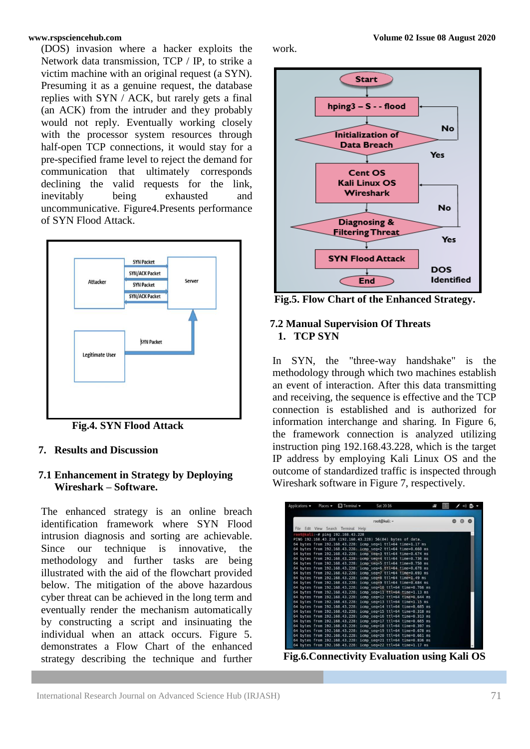(DOS) invasion where a hacker exploits the Network data transmission, TCP / IP, to strike a victim machine with an original request (a SYN). Presuming it as a genuine request, the database replies with SYN / ACK, but rarely gets a final (an ACK) from the intruder and they probably would not reply. Eventually working closely with the processor system resources through half-open TCP connections, it would stay for a pre-specified frame level to reject the demand for communication that ultimately corresponds declining the valid requests for the link, inevitably being exhausted and uncommunicative. Figure4.Presents performance of SYN Flood Attack.

**Fig.4. SYN Flood Attack**

## 7. Results and Discussion

### 7.1 Enhancement in Strategy by Deploying Wireshark – Software.

The enhanced strategy is an online breach identification framework where SYN Flood intrusion diagnosis and sorting are achievable. Since our technique is innovative, the methodology and further tasks are being illustrated with the aid of the flowchart provided below. The mitigation of the above hazardous cyber threat can be achieved in the long term and eventually render the mechanism automatically by constructing a script and insinuating the individual when an attack occurs. Figure 5. demonstrates a Flow Chart of the enhanced strategy describing the technique and further work.

**Fig.5. Flow Chart of the Enhanced Strategy.**

### 7.2 Manual Supervision Of Threats

1. **TCP SYN**

In SYN, the "three-way handshake" is the methodology through which two machines establish an event of interaction. After this data transmitting and receiving, the sequence is effective and the TCP connection is established and is authorized for information interchange and sharing. In Figure 6, the framework connection is analyzed utilizing instruction ping 192.168.43.228, which is the target IP address by employing Kali Linux OS and the outcome of standardized traffic is inspected through Wireshark software in Figure 7, respectively.

**Fig.6.Connectivity Evaluation using Kali OS**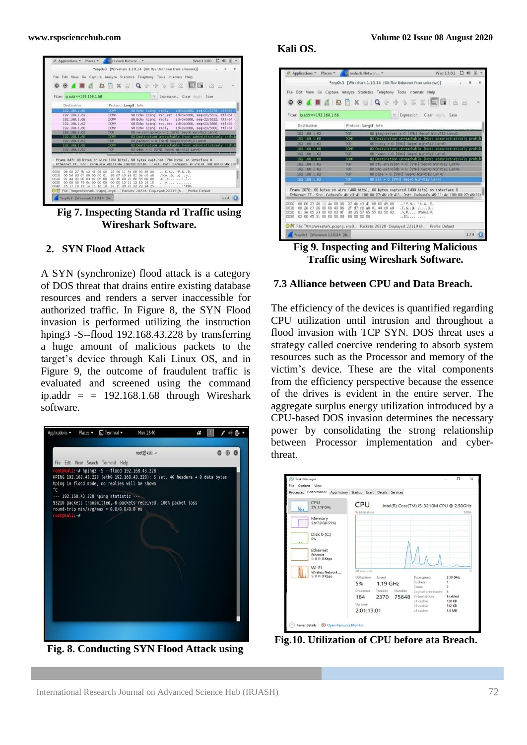Fig 7. Inspecting Standa rd Traffic using Wireshark Software.

## 2. SYN Flood Attack

A SYN (synchronize) flood attack is a category of DOS threat that drains entire existing database resources and renders a server inaccessible for authorized traffic. In Figure 8, the SYN Flood invasion is performed utilizing the instruction hping3 -S--flood 192.168.43.228 by transferring a huge amount of malicious packets to the target's device through Kali Linux OS, and in Figure 9, the outcome of fraudulent traffic is evaluated and screened using the command ip.addr = = 192.168.1.68 through Wireshark software.

Fig. 8. Conducting SYN Flood Attack using Kali OS.

Fig 9. Inspecting and Filtering Malicious Traffic using Wireshark Software.

### 7.3 Alliance between CPU and Data Breach.

The efficiency of the devices is quantified regarding CPU utilization until intrusion and throughout a flood invasion with TCP SYN. DOS threat uses a strategy called coercive rendering to absorb system resources such as the Processor and memory of the victim's device. These are the vital components from the efficiency perspective because the essence of the drives is evident in the entire server. The aggregate surplus energy utilization introduced by a CPU-based DOS invasion determines the necessary power by consolidating the strong relationship between Processor implementation and cyber-threat.

Fig.10. Utilization of CPU before ata Breach.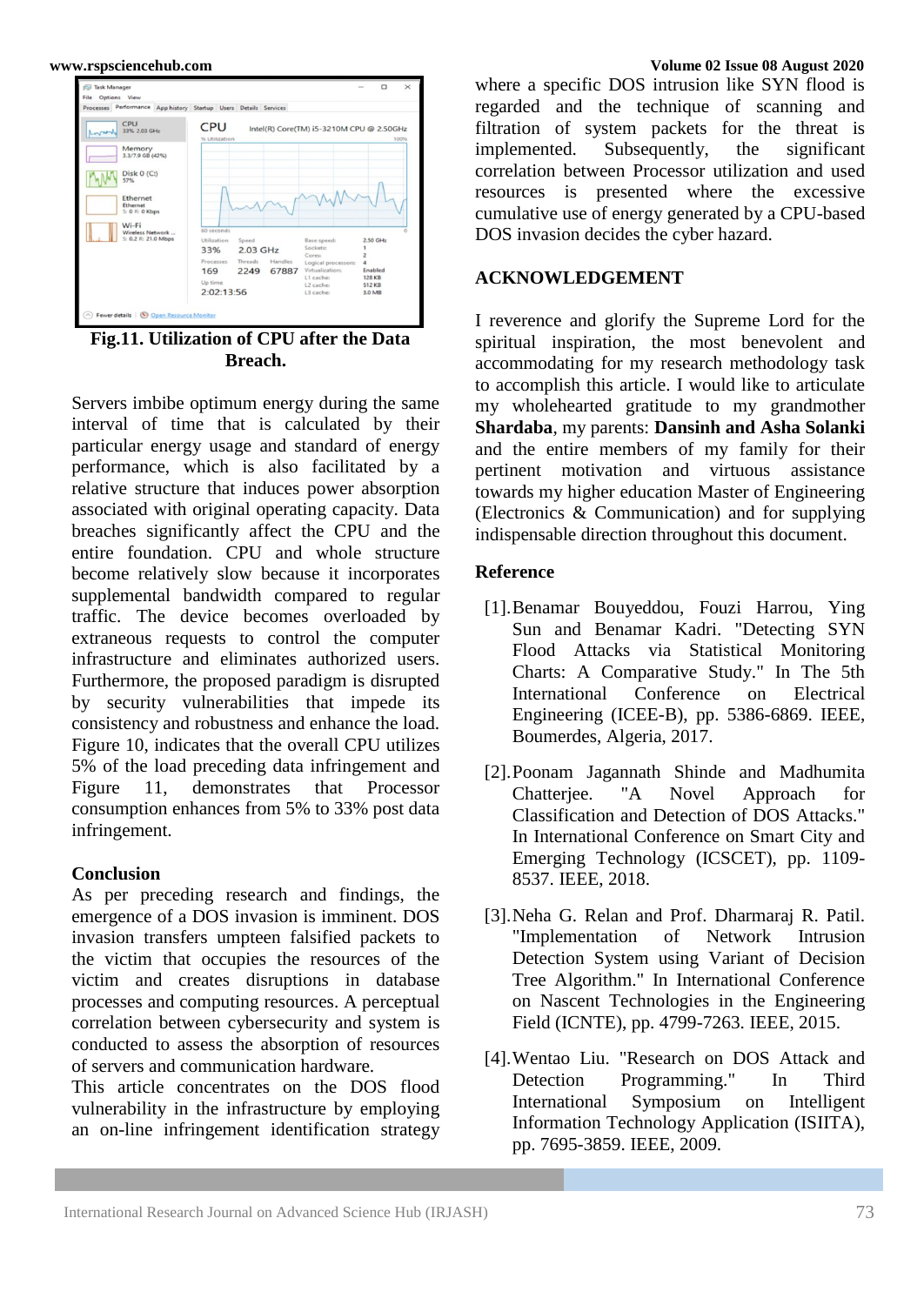Fig.11. Utilization of CPU after the Data Breach.

Servers imbibe optimum energy during the same interval of time that is calculated by their particular energy usage and standard of energy performance, which is also facilitated by a relative structure that induces power absorption associated with original operating capacity. Data breaches significantly affect the CPU and the entire foundation. CPU and whole structure become relatively slow because it incorporates supplemental bandwidth compared to regular traffic. The device becomes overloaded by extraneous requests to control the computer infrastructure and eliminates authorized users. Furthermore, the proposed paradigm is disrupted by security vulnerabilities that impede its consistency and robustness and enhance the load. Figure 10, indicates that the overall CPU utilizes 5% of the load preceding data infringement and Figure 11, demonstrates that Processor consumption enhances from 5% to 33% post data infringement.

## Conclusion

As per preceding research and findings, the emergence of a DOS invasion is imminent. DOS invasion transfers umpteen falsified packets to the victim that occupies the resources of the victim and creates disruptions in database processes and computing resources. A perceptual correlation between cybersecurity and system is conducted to assess the absorption of resources of servers and communication hardware.

This article concentrates on the DOS flood vulnerability in the infrastructure by employing an on-line infringement identification strategy where a specific DOS intrusion like SYN flood is regarded and the technique of scanning and filtration of system packets for the threat is implemented. Subsequently, the significant correlation between Processor utilization and used resources is presented where the excessive cumulative use of energy generated by a CPU-based DOS invasion decides the cyber hazard.

## ACKNOWLEDGEMENT

I reverence and glorify the Supreme Lord for the spiritual inspiration, the most benevolent and accommodating for my research methodology task to accomplish this article. I would like to articulate my wholehearted gratitude to my grandmother **Shardaba**, my parents: **Dansinh and Asha Solanki** and the entire members of my family for their pertinent motivation and virtuous assistance towards my higher education Master of Engineering (Electronics & Communication) and for supplying indispensable direction throughout this document.

## Reference

[1].Benamar Bouyeddou, Fouzi Harrou, Ying Sun and Benamar Kadri. "Detecting SYN Flood Attacks via Statistical Monitoring Charts: A Comparative Study." In The 5th International Conference on Electrical Engineering (ICEE-B), pp. 5386-6869. IEEE, Boumerdes, Algeria, 2017.

[2].Poonam Jagannath Shinde and Madhumita Chatterjee. "A Novel Approach for Classification and Detection of DOS Attacks." In International Conference on Smart City and Emerging Technology (ICSCET), pp. 1109-8537. IEEE, 2018.

[3].Neha G. Relan and Prof. Dharmaraj R. Patil. "Implementation of Network Intrusion Detection System using Variant of Decision Tree Algorithm." In International Conference on Nascent Technologies in the Engineering Field (ICNTE), pp. 4799-7263. IEEE, 2015.

[4].Wentao Liu. "Research on DOS Attack and Detection Programming." In Third International Symposium on Intelligent Information Technology Application (ISIITA), pp. 7695-3859. IEEE, 2009.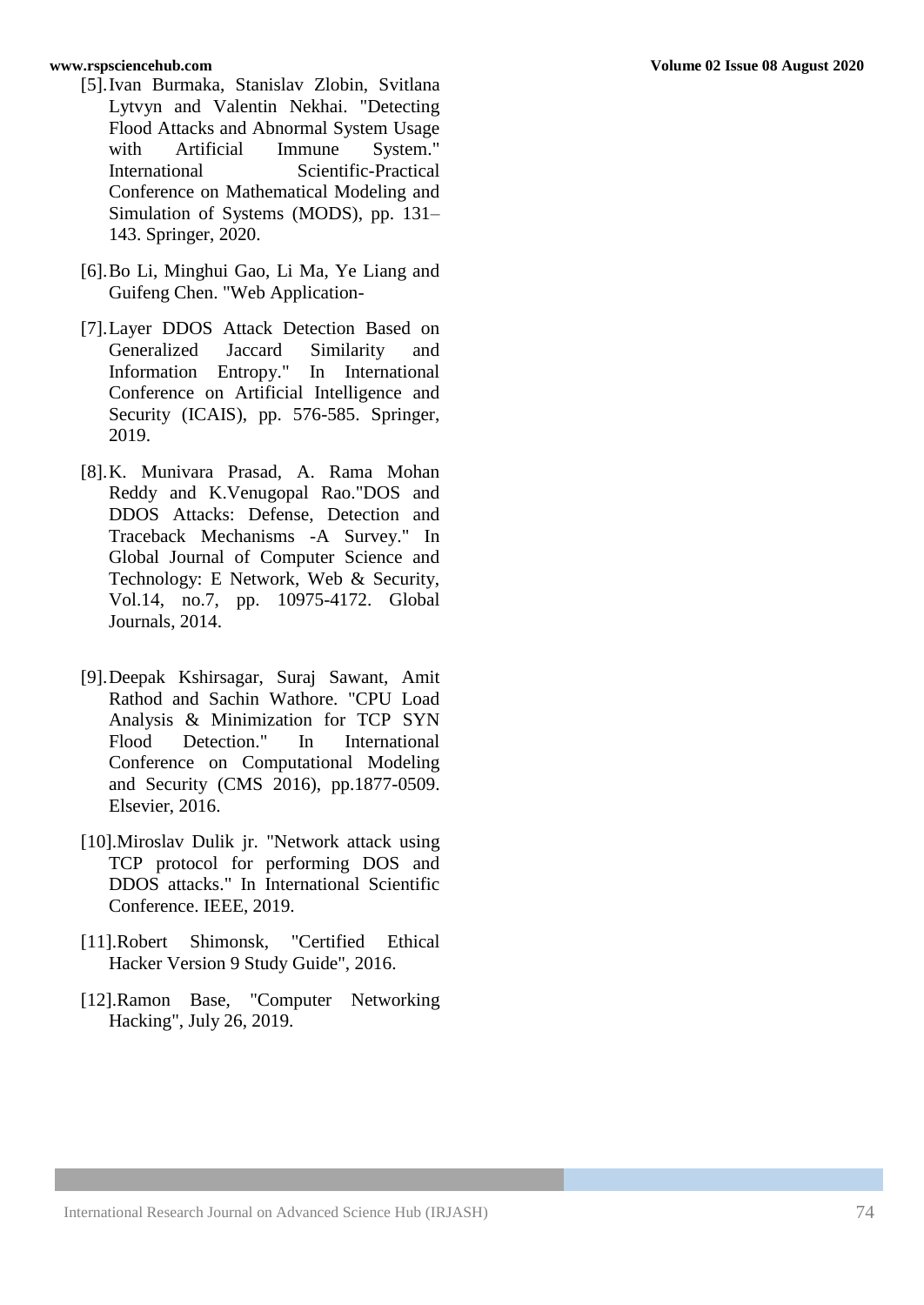[5]. Ivan Burmaka, Stanislav Zlobin, Svitlana Lytvyn and Valentin Nekhai. "Detecting Flood Attacks and Abnormal System Usage with Artificial Immune System." International Scientific-Practical Conference on Mathematical Modeling and Simulation of Systems (MODS), pp. 131–143. Springer, 2020.

[6]. Bo Li, Minghui Gao, Li Ma, Ye Liang and Guifeng Chen. "Web Application-

[7]. Layer DDOS Attack Detection Based on Generalized Jaccard Similarity and Information Entropy." In International Conference on Artificial Intelligence and Security (ICAIS), pp. 576-585. Springer, 2019.

[8]. K. Munivara Prasad, A. Rama Mohan Reddy and K.Venugopal Rao."DOS and DDOS Attacks: Defense, Detection and Traceback Mechanisms -A Survey." In Global Journal of Computer Science and Technology: E Network, Web & Security, Vol.14, no.7, pp. 10975-4172. Global Journals, 2014.

[9]. Deepak Kshirsagar, Suraj Sawant, Amit Rathod and Sachin Wathore. "CPU Load Analysis & Minimization for TCP SYN Flood Detection." In International Conference on Computational Modeling and Security (CMS 2016), pp.1877-0509. Elsevier, 2016.

[10]. Miroslav Dulik jr. "Network attack using TCP protocol for performing DOS and DDOS attacks." In International Scientific Conference. IEEE, 2019.

[11]. Robert Shimonsk, "Certified Ethical Hacker Version 9 Study Guide", 2016.

[12]. Ramon Base, "Computer Networking Hacking", July 26, 2019.